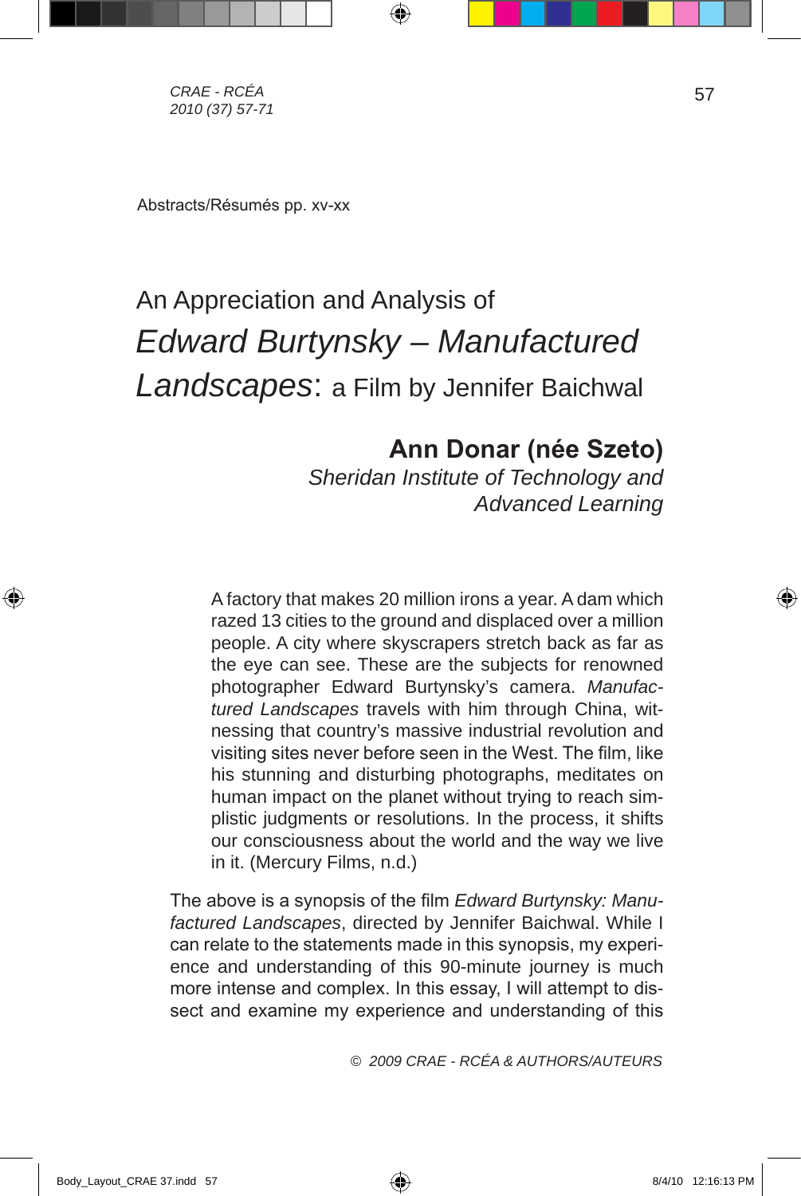Abstracts/Résumés pp. xv-xx

# An Appreciation and Analysis of *Edward Burtynsky – Manufactured Landscapes*: a Film by Jennifer Baichwal

**Ann Donar (née Szeto)**
*Sheridan Institute of Technology and Advanced Learning*

> A factory that makes 20 million irons a year. A dam which razed 13 cities to the ground and displaced over a million people. A city where skyscrapers stretch back as far as the eye can see. These are the subjects for renowned photographer Edward Burtynsky's camera. *Manufactured Landscapes* travels with him through China, witnessing that country's massive industrial revolution and visiting sites never before seen in the West. The film, like his stunning and disturbing photographs, meditates on human impact on the planet without trying to reach simplistic judgments or resolutions. In the process, it shifts our consciousness about the world and the way we live in it. (Mercury Films, n.d.)

The above is a synopsis of the film *Edward Burtynsky: Manufactured Landscapes*, directed by Jennifer Baichwal. While I can relate to the statements made in this synopsis, my experience and understanding of this 90-minute journey is much more intense and complex. In this essay, I will attempt to dissect and examine my experience and understanding of this

© 2009 CRAE - RCÉA & AUTHORS/AUTEURS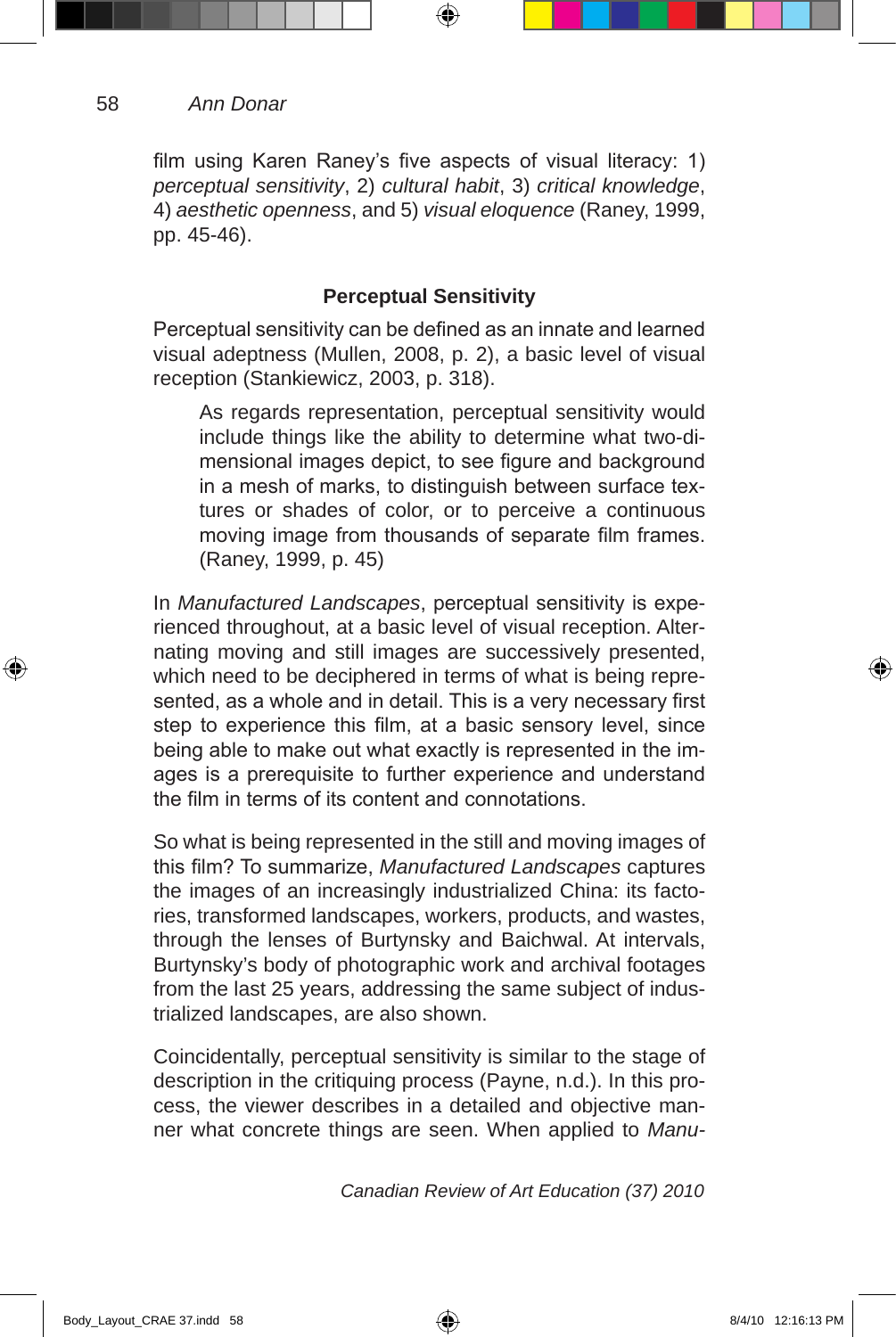film using Karen Raney's five aspects of visual literacy: 1) *perceptual sensitivity*, 2) *cultural habit*, 3) *critical knowledge*, 4) *aesthetic openness*, and 5) *visual eloquence* (Raney, 1999, pp. 45-46).

### Perceptual Sensitivity

Perceptual sensitivity can be defined as an innate and learned visual adeptness (Mullen, 2008, p. 2), a basic level of visual reception (Stankiewicz, 2003, p. 318).

> As regards representation, perceptual sensitivity would include things like the ability to determine what two-dimensional images depict, to see figure and background in a mesh of marks, to distinguish between surface textures or shades of color, or to perceive a continuous moving image from thousands of separate film frames. (Raney, 1999, p. 45)

In *Manufactured Landscapes*, perceptual sensitivity is experienced throughout, at a basic level of visual reception. Alternating moving and still images are successively presented, which need to be deciphered in terms of what is being represented, as a whole and in detail. This is a very necessary first step to experience this film, at a basic sensory level, since being able to make out what exactly is represented in the images is a prerequisite to further experience and understand the film in terms of its content and connotations.

So what is being represented in the still and moving images of this film? To summarize, *Manufactured Landscapes* captures the images of an increasingly industrialized China: its factories, transformed landscapes, workers, products, and wastes, through the lenses of Burtynsky and Baichwal. At intervals, Burtynsky's body of photographic work and archival footages from the last 25 years, addressing the same subject of industrialized landscapes, are also shown.

Coincidentally, perceptual sensitivity is similar to the stage of description in the critiquing process (Payne, n.d.). In this process, the viewer describes in a detailed and objective manner what concrete things are seen. When applied to *Manu-*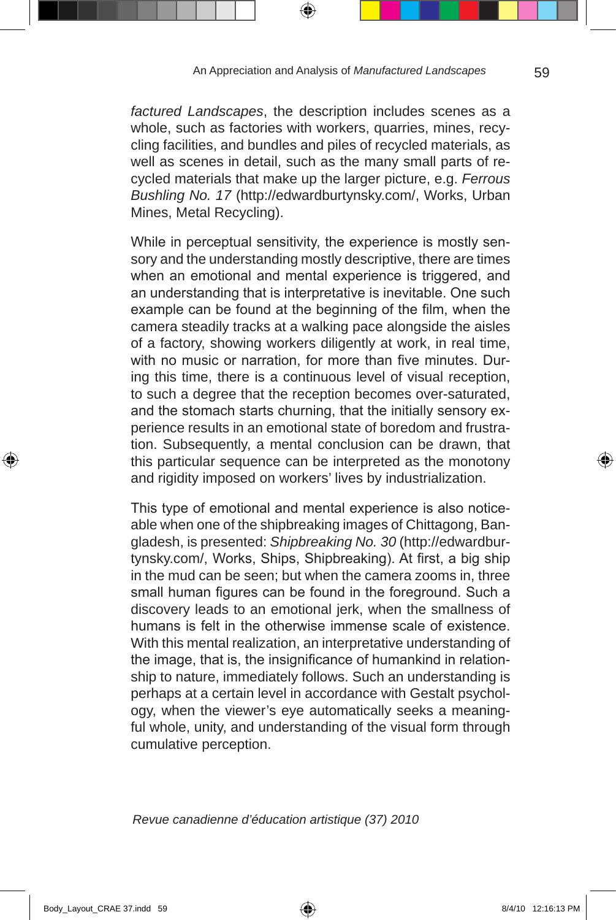*factured Landscapes*, the description includes scenes as a whole, such as factories with workers, quarries, mines, recycling facilities, and bundles and piles of recycled materials, as well as scenes in detail, such as the many small parts of recycled materials that make up the larger picture, e.g. *Ferrous Bushling No. 17* (http://edwardburtynsky.com/, Works, Urban Mines, Metal Recycling).

While in perceptual sensitivity, the experience is mostly sensory and the understanding mostly descriptive, there are times when an emotional and mental experience is triggered, and an understanding that is interpretative is inevitable. One such example can be found at the beginning of the film, when the camera steadily tracks at a walking pace alongside the aisles of a factory, showing workers diligently at work, in real time, with no music or narration, for more than five minutes. During this time, there is a continuous level of visual reception, to such a degree that the reception becomes over-saturated, and the stomach starts churning, that the initially sensory experience results in an emotional state of boredom and frustration. Subsequently, a mental conclusion can be drawn, that this particular sequence can be interpreted as the monotony and rigidity imposed on workers' lives by industrialization.

This type of emotional and mental experience is also noticeable when one of the shipbreaking images of Chittagong, Bangladesh, is presented: *Shipbreaking No. 30* (http://edwardburtynsky.com/, Works, Ships, Shipbreaking). At first, a big ship in the mud can be seen; but when the camera zooms in, three small human figures can be found in the foreground. Such a discovery leads to an emotional jerk, when the smallness of humans is felt in the otherwise immense scale of existence. With this mental realization, an interpretative understanding of the image, that is, the insignificance of humankind in relationship to nature, immediately follows. Such an understanding is perhaps at a certain level in accordance with Gestalt psychology, when the viewer's eye automatically seeks a meaningful whole, unity, and understanding of the visual form through cumulative perception.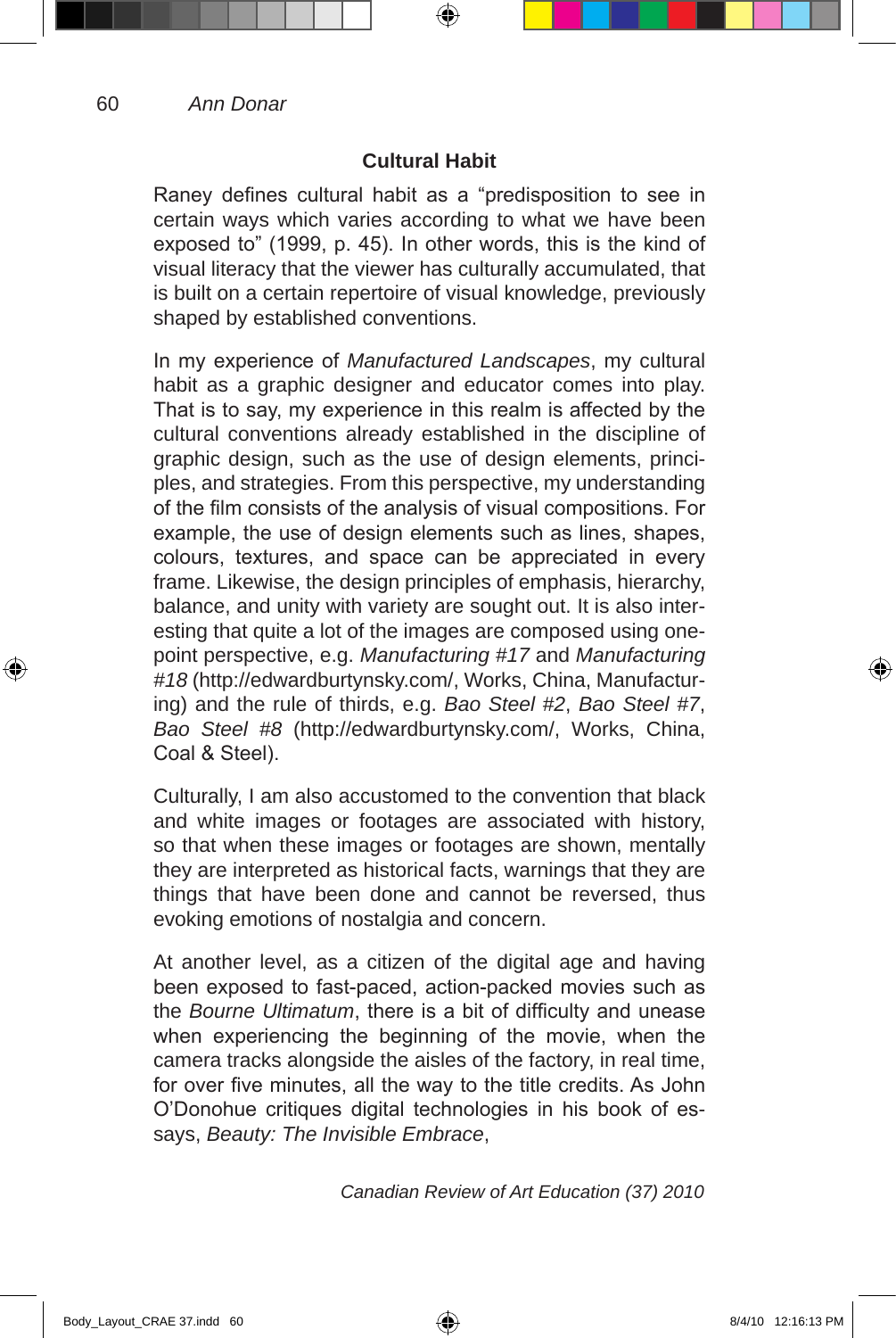### Cultural Habit

Raney defines cultural habit as a “predisposition to see in certain ways which varies according to what we have been exposed to” (1999, p. 45). In other words, this is the kind of visual literacy that the viewer has culturally accumulated, that is built on a certain repertoire of visual knowledge, previously shaped by established conventions.

In my experience of *Manufactured Landscapes*, my cultural habit as a graphic designer and educator comes into play. That is to say, my experience in this realm is affected by the cultural conventions already established in the discipline of graphic design, such as the use of design elements, principles, and strategies. From this perspective, my understanding of the film consists of the analysis of visual compositions. For example, the use of design elements such as lines, shapes, colours, textures, and space can be appreciated in every frame. Likewise, the design principles of emphasis, hierarchy, balance, and unity with variety are sought out. It is also interesting that quite a lot of the images are composed using one-point perspective, e.g. *Manufacturing #17* and *Manufacturing #18* (http://edwardburtynsky.com/, Works, China, Manufacturing) and the rule of thirds, e.g. *Bao Steel #2*, *Bao Steel #7*, *Bao Steel #8* (http://edwardburtynsky.com/, Works, China, Coal & Steel).

Culturally, I am also accustomed to the convention that black and white images or footages are associated with history, so that when these images or footages are shown, mentally they are interpreted as historical facts, warnings that they are things that have been done and cannot be reversed, thus evoking emotions of nostalgia and concern.

At another level, as a citizen of the digital age and having been exposed to fast-paced, action-packed movies such as the *Bourne Ultimatum*, there is a bit of difficulty and unease when experiencing the beginning of the movie, when the camera tracks alongside the aisles of the factory, in real time, for over five minutes, all the way to the title credits. As John O’Donohue critiques digital technologies in his book of essays, *Beauty: The Invisible Embrace*,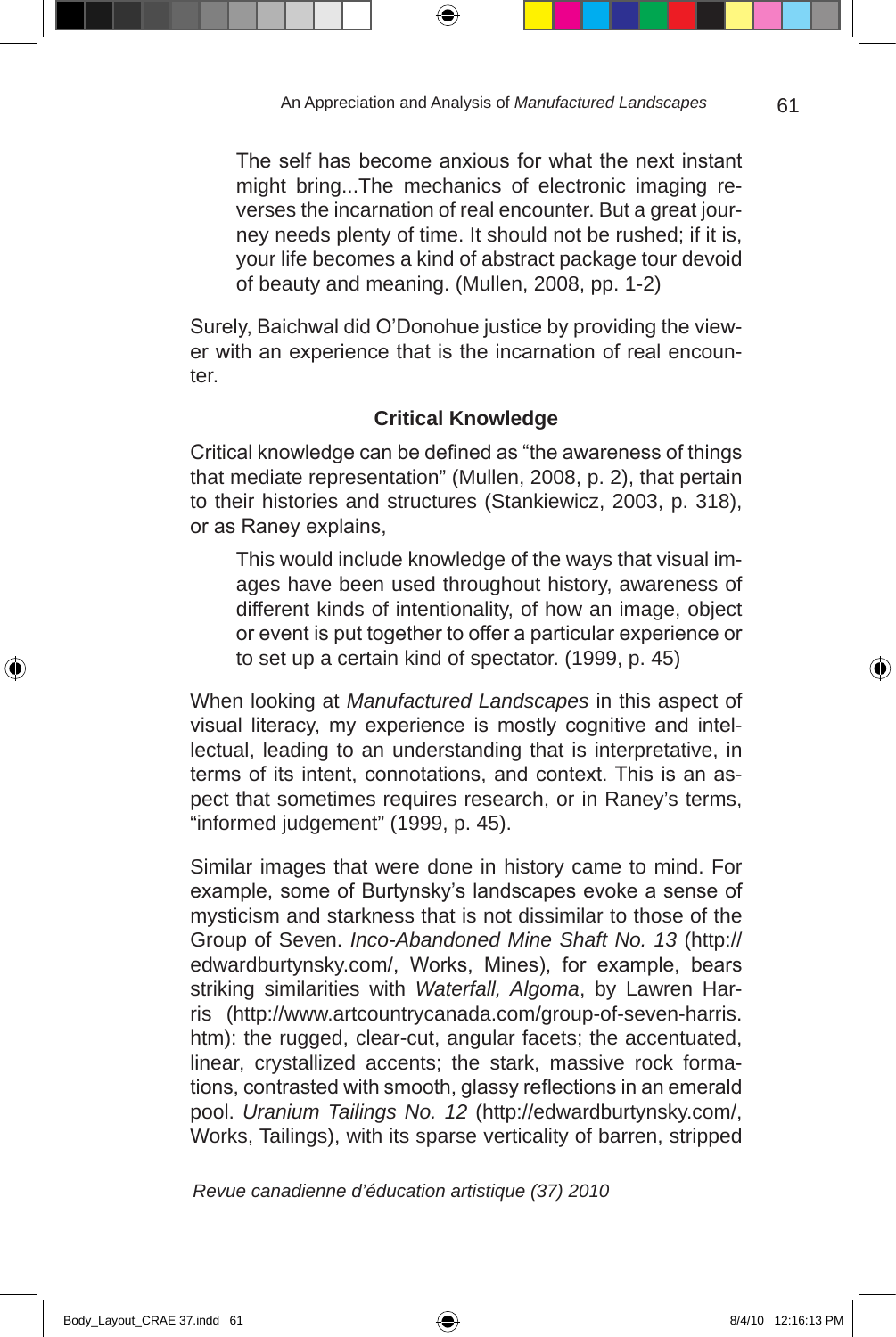> The self has become anxious for what the next instant might bring...The mechanics of electronic imaging reverses the incarnation of real encounter. But a great journey needs plenty of time. It should not be rushed; if it is, your life becomes a kind of abstract package tour devoid of beauty and meaning. (Mullen, 2008, pp. 1-2)

Surely, Baichwal did O'Donohue justice by providing the viewer with an experience that is the incarnation of real encounter.

### Critical Knowledge

Critical knowledge can be defined as "the awareness of things that mediate representation" (Mullen, 2008, p. 2), that pertain to their histories and structures (Stankiewicz, 2003, p. 318), or as Raney explains,

> This would include knowledge of the ways that visual images have been used throughout history, awareness of different kinds of intentionality, of how an image, object or event is put together to offer a particular experience or to set up a certain kind of spectator. (1999, p. 45)

When looking at *Manufactured Landscapes* in this aspect of visual literacy, my experience is mostly cognitive and intellectual, leading to an understanding that is interpretative, in terms of its intent, connotations, and context. This is an aspect that sometimes requires research, or in Raney's terms, "informed judgement" (1999, p. 45).

Similar images that were done in history came to mind. For example, some of Burtynsky's landscapes evoke a sense of mysticism and starkness that is not dissimilar to those of the Group of Seven. *Inco-Abandoned Mine Shaft No. 13* (http://edwardburtynsky.com/, Works, Mines), for example, bears striking similarities with *Waterfall, Algoma*, by Lawren Harris (http://www.artcountrycanada.com/group-of-seven-harris.htm): the rugged, clear-cut, angular facets; the accentuated, linear, crystallized accents; the stark, massive rock formations, contrasted with smooth, glassy reflections in an emerald pool. *Uranium Tailings No. 12* (http://edwardburtynsky.com/, Works, Tailings), with its sparse verticality of barren, stripped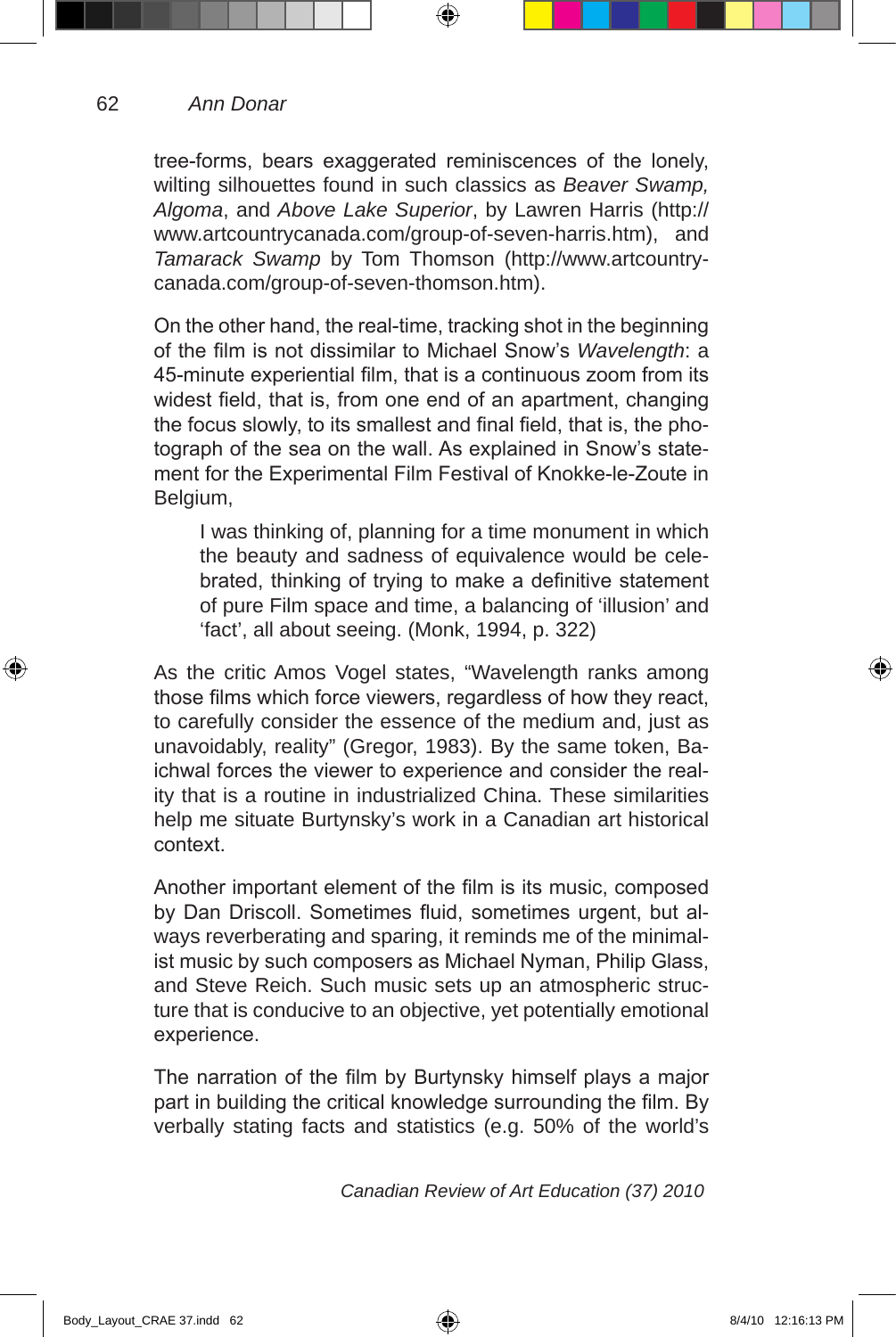tree-forms, bears exaggerated reminiscences of the lonely, wilting silhouettes found in such classics as *Beaver Swamp, Algoma*, and *Above Lake Superior*, by Lawren Harris (http://www.artcountrycanada.com/group-of-seven-harris.htm), and *Tamarack Swamp* by Tom Thomson (http://www.artcountry-canada.com/group-of-seven-thomson.htm).

On the other hand, the real-time, tracking shot in the beginning of the film is not dissimilar to Michael Snow's *Wavelength*: a 45-minute experiential film, that is a continuous zoom from its widest field, that is, from one end of an apartment, changing the focus slowly, to its smallest and final field, that is, the photograph of the sea on the wall. As explained in Snow's statement for the Experimental Film Festival of Knokke-le-Zoute in Belgium,

> I was thinking of, planning for a time monument in which the beauty and sadness of equivalence would be celebrated, thinking of trying to make a definitive statement of pure Film space and time, a balancing of 'illusion' and 'fact', all about seeing. (Monk, 1994, p. 322)

As the critic Amos Vogel states, "Wavelength ranks among those films which force viewers, regardless of how they react, to carefully consider the essence of the medium and, just as unavoidably, reality" (Gregor, 1983). By the same token, Baichwal forces the viewer to experience and consider the reality that is a routine in industrialized China. These similarities help me situate Burtynsky's work in a Canadian art historical context.

Another important element of the film is its music, composed by Dan Driscoll. Sometimes fluid, sometimes urgent, but always reverberating and sparing, it reminds me of the minimalist music by such composers as Michael Nyman, Philip Glass, and Steve Reich. Such music sets up an atmospheric structure that is conducive to an objective, yet potentially emotional experience.

The narration of the film by Burtynsky himself plays a major part in building the critical knowledge surrounding the film. By verbally stating facts and statistics (e.g. 50% of the world's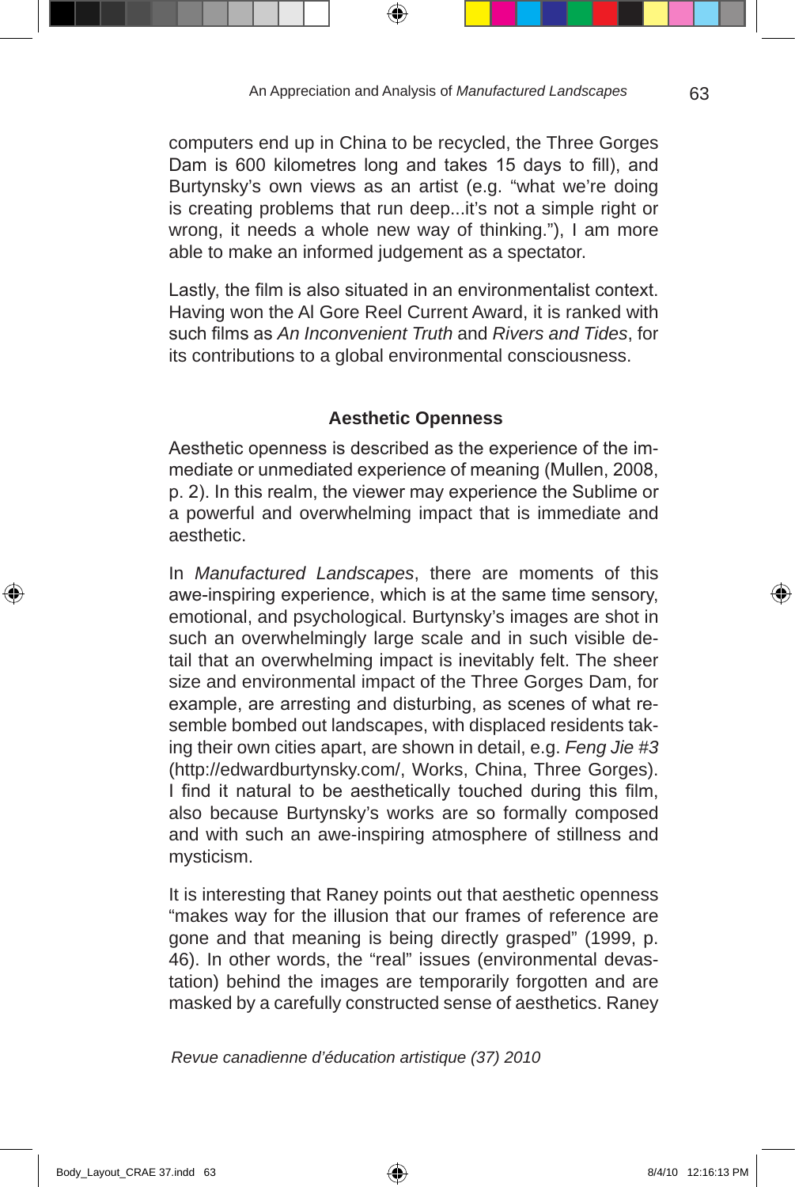computers end up in China to be recycled, the Three Gorges Dam is 600 kilometres long and takes 15 days to fill), and Burtynsky's own views as an artist (e.g. "what we're doing is creating problems that run deep...it's not a simple right or wrong, it needs a whole new way of thinking."), I am more able to make an informed judgement as a spectator.

Lastly, the film is also situated in an environmentalist context. Having won the Al Gore Reel Current Award, it is ranked with such films as *An Inconvenient Truth* and *Rivers and Tides*, for its contributions to a global environmental consciousness.

### Aesthetic Openness

Aesthetic openness is described as the experience of the immediate or unmediated experience of meaning (Mullen, 2008, p. 2). In this realm, the viewer may experience the Sublime or a powerful and overwhelming impact that is immediate and aesthetic.

In *Manufactured Landscapes*, there are moments of this awe-inspiring experience, which is at the same time sensory, emotional, and psychological. Burtynsky's images are shot in such an overwhelmingly large scale and in such visible detail that an overwhelming impact is inevitably felt. The sheer size and environmental impact of the Three Gorges Dam, for example, are arresting and disturbing, as scenes of what resemble bombed out landscapes, with displaced residents taking their own cities apart, are shown in detail, e.g. *Feng Jie #3* (http://edwardburtynsky.com/, Works, China, Three Gorges). I find it natural to be aesthetically touched during this film, also because Burtynsky's works are so formally composed and with such an awe-inspiring atmosphere of stillness and mysticism.

It is interesting that Raney points out that aesthetic openness "makes way for the illusion that our frames of reference are gone and that meaning is being directly grasped" (1999, p. 46). In other words, the "real" issues (environmental devastation) behind the images are temporarily forgotten and are masked by a carefully constructed sense of aesthetics. Raney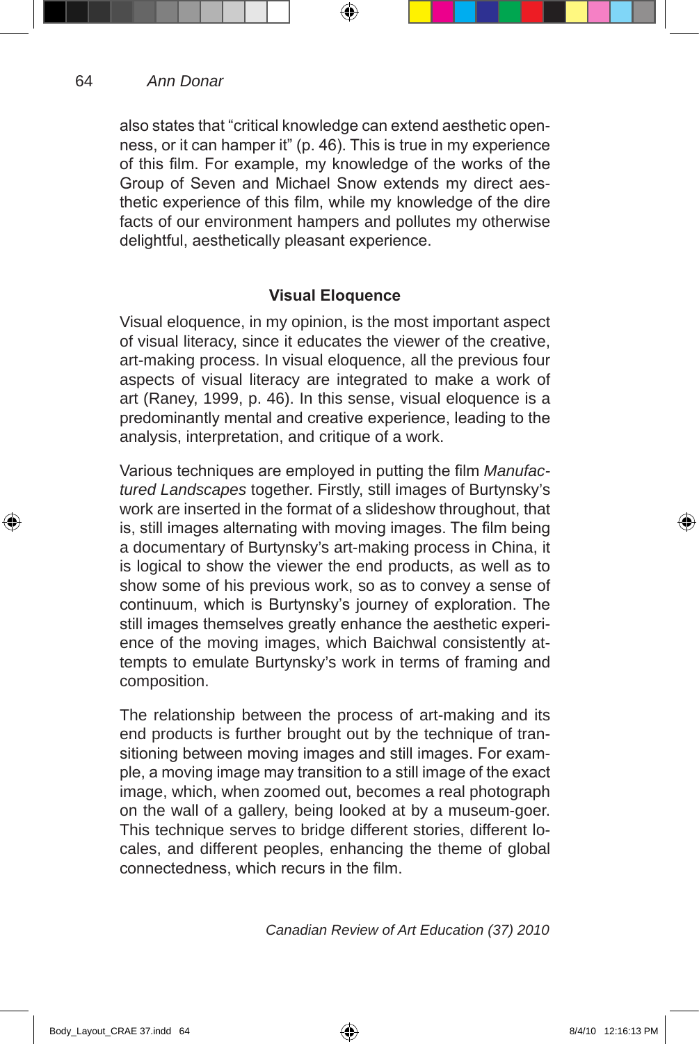also states that "critical knowledge can extend aesthetic openness, or it can hamper it" (p. 46). This is true in my experience of this film. For example, my knowledge of the works of the Group of Seven and Michael Snow extends my direct aesthetic experience of this film, while my knowledge of the dire facts of our environment hampers and pollutes my otherwise delightful, aesthetically pleasant experience.

### Visual Eloquence

Visual eloquence, in my opinion, is the most important aspect of visual literacy, since it educates the viewer of the creative, art-making process. In visual eloquence, all the previous four aspects of visual literacy are integrated to make a work of art (Raney, 1999, p. 46). In this sense, visual eloquence is a predominantly mental and creative experience, leading to the analysis, interpretation, and critique of a work.

Various techniques are employed in putting the film *Manufactured Landscapes* together. Firstly, still images of Burtynsky's work are inserted in the format of a slideshow throughout, that is, still images alternating with moving images. The film being a documentary of Burtynsky's art-making process in China, it is logical to show the viewer the end products, as well as to show some of his previous work, so as to convey a sense of continuum, which is Burtynsky's journey of exploration. The still images themselves greatly enhance the aesthetic experience of the moving images, which Baichwal consistently attempts to emulate Burtynsky's work in terms of framing and composition.

The relationship between the process of art-making and its end products is further brought out by the technique of transitioning between moving images and still images. For example, a moving image may transition to a still image of the exact image, which, when zoomed out, becomes a real photograph on the wall of a gallery, being looked at by a museum-goer. This technique serves to bridge different stories, different locales, and different peoples, enhancing the theme of global connectedness, which recurs in the film.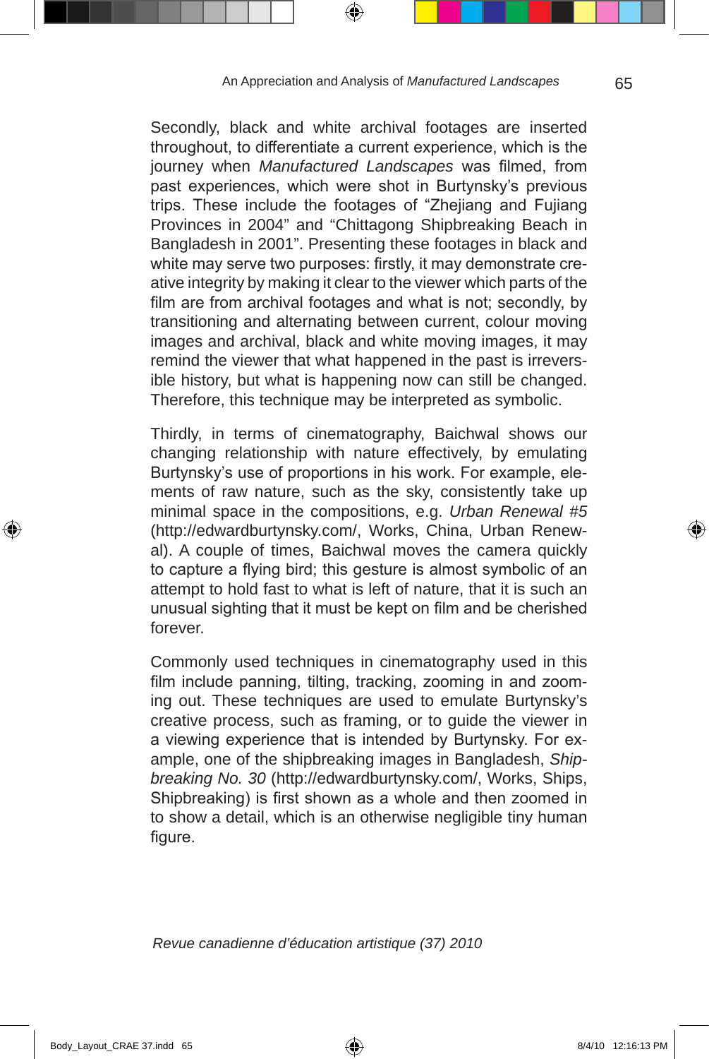Secondly, black and white archival footages are inserted throughout, to differentiate a current experience, which is the journey when *Manufactured Landscapes* was filmed, from past experiences, which were shot in Burtynsky's previous trips. These include the footages of "Zhejiang and Fujiang Provinces in 2004" and "Chittagong Shipbreaking Beach in Bangladesh in 2001". Presenting these footages in black and white may serve two purposes: firstly, it may demonstrate creative integrity by making it clear to the viewer which parts of the film are from archival footages and what is not; secondly, by transitioning and alternating between current, colour moving images and archival, black and white moving images, it may remind the viewer that what happened in the past is irreversible history, but what is happening now can still be changed. Therefore, this technique may be interpreted as symbolic.

Thirdly, in terms of cinematography, Baichwal shows our changing relationship with nature effectively, by emulating Burtynsky's use of proportions in his work. For example, elements of raw nature, such as the sky, consistently take up minimal space in the compositions, e.g. *Urban Renewal #5* (http://edwardburtynsky.com/, Works, China, Urban Renewal). A couple of times, Baichwal moves the camera quickly to capture a flying bird; this gesture is almost symbolic of an attempt to hold fast to what is left of nature, that it is such an unusual sighting that it must be kept on film and be cherished forever.

Commonly used techniques in cinematography used in this film include panning, tilting, tracking, zooming in and zooming out. These techniques are used to emulate Burtynsky's creative process, such as framing, or to guide the viewer in a viewing experience that is intended by Burtynsky. For example, one of the shipbreaking images in Bangladesh, *Shipbreaking No. 30* (http://edwardburtynsky.com/, Works, Ships, Shipbreaking) is first shown as a whole and then zoomed in to show a detail, which is an otherwise negligible tiny human figure.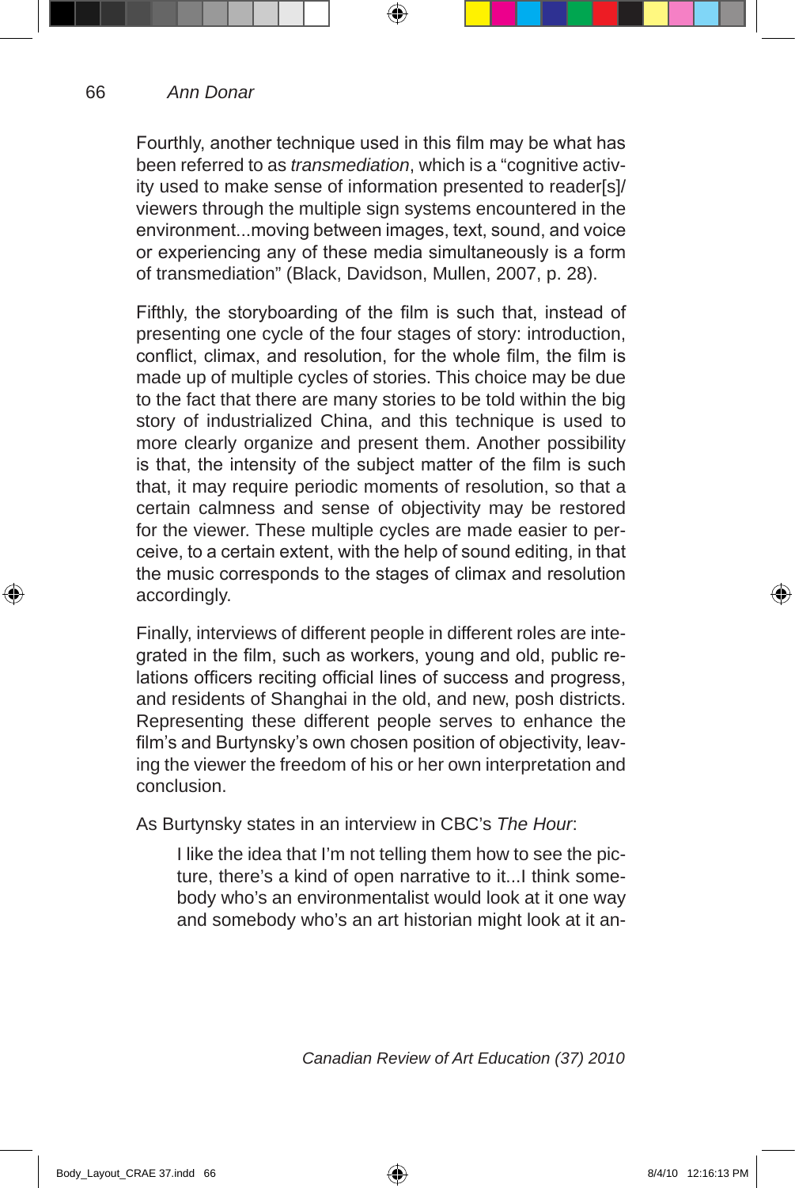Fourthly, another technique used in this film may be what has been referred to as *transmediation*, which is a "cognitive activity used to make sense of information presented to reader[s]/viewers through the multiple sign systems encountered in the environment...moving between images, text, sound, and voice or experiencing any of these media simultaneously is a form of transmediation" (Black, Davidson, Mullen, 2007, p. 28).

Fifthly, the storyboarding of the film is such that, instead of presenting one cycle of the four stages of story: introduction, conflict, climax, and resolution, for the whole film, the film is made up of multiple cycles of stories. This choice may be due to the fact that there are many stories to be told within the big story of industrialized China, and this technique is used to more clearly organize and present them. Another possibility is that, the intensity of the subject matter of the film is such that, it may require periodic moments of resolution, so that a certain calmness and sense of objectivity may be restored for the viewer. These multiple cycles are made easier to perceive, to a certain extent, with the help of sound editing, in that the music corresponds to the stages of climax and resolution accordingly.

Finally, interviews of different people in different roles are integrated in the film, such as workers, young and old, public relations officers reciting official lines of success and progress, and residents of Shanghai in the old, and new, posh districts. Representing these different people serves to enhance the film's and Burtynsky's own chosen position of objectivity, leaving the viewer the freedom of his or her own interpretation and conclusion.

As Burtynsky states in an interview in CBC's *The Hour*:

> I like the idea that I'm not telling them how to see the picture, there's a kind of open narrative to it...I think somebody who's an environmentalist would look at it one way and somebody who's an art historian might look at it an-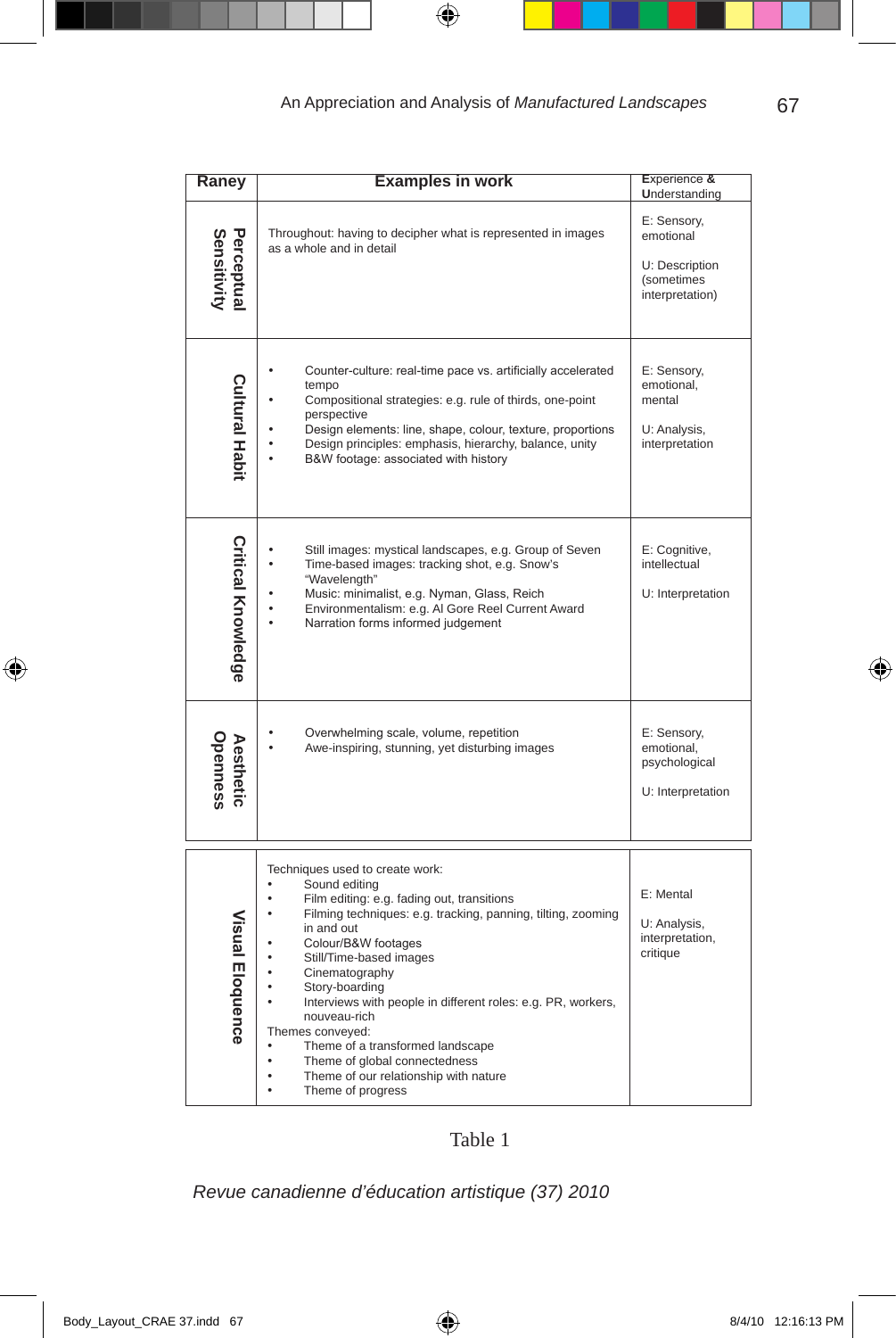| Raney | Examples in work | Experience & Understanding |
|---|---|---|
| Perceptual Sensitivity | Throughout: having to decipher what is represented in images as a whole and in detail | E: Sensory, emotional<br><br>U: Description (sometimes interpretation) |
| Cultural Habit | • Counter-culture: real-time pace vs. artificially accelerated tempo<br>• Compositional strategies: e.g. rule of thirds, one-point perspective<br>• Design elements: line, shape, colour, texture, proportions<br>• Design principles: emphasis, hierarchy, balance, unity<br>• B&W footage: associated with history | E: Sensory, emotional, mental<br><br>U: Analysis, interpretation |
| Critical Knowledge | • Still images: mystical landscapes, e.g. Group of Seven<br>• Time-based images: tracking shot, e.g. Snow's "Wavelength"<br>• Music: minimalist, e.g. Nyman, Glass, Reich<br>• Environmentalism: e.g. Al Gore Reel Current Award<br>• Narration forms informed judgement | E: Cognitive, intellectual<br><br>U: Interpretation |
| Aesthetic Openness | • Overwhelming scale, volume, repetition<br>• Awe-inspiring, stunning, yet disturbing images | E: Sensory, emotional, psychological<br><br>U: Interpretation |
| Visual Eloquence | Techniques used to create work:<br>• Sound editing<br>• Film editing: e.g. fading out, transitions<br>• Filming techniques: e.g. tracking, panning, tilting, zooming in and out<br>• Colour/B&W footages<br>• Still/Time-based images<br>• Cinematography<br>• Story-boarding<br>• Interviews with people in different roles: e.g. PR, workers, nouveau-rich<br>Themes conveyed:<br>• Theme of a transformed landscape<br>• Theme of global connectedness<br>• Theme of our relationship with nature<br>• Theme of progress | E: Mental<br><br>U: Analysis, interpretation, critique |

Table 1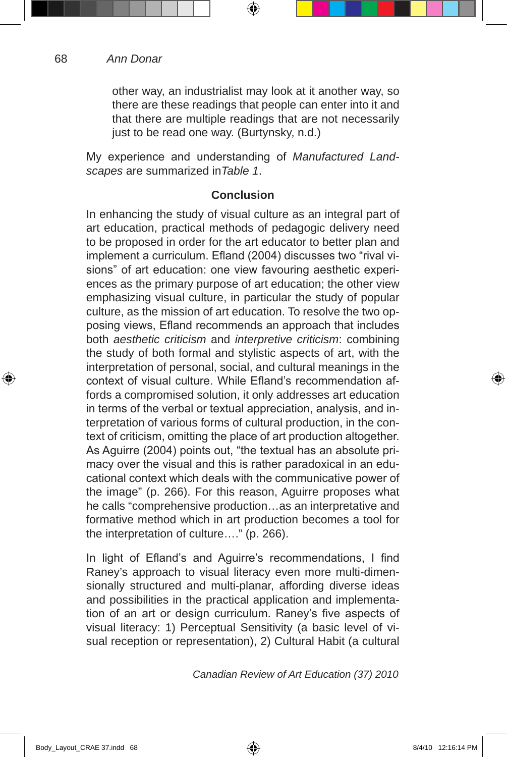other way, an industrialist may look at it another way, so there are these readings that people can enter into it and that there are multiple readings that are not necessarily just to be read one way. (Burtynsky, n.d.)

My experience and understanding of *Manufactured Landscapes* are summarized in*Table 1*.

## Conclusion

In enhancing the study of visual culture as an integral part of art education, practical methods of pedagogic delivery need to be proposed in order for the art educator to better plan and implement a curriculum. Efland (2004) discusses two "rival visions" of art education: one view favouring aesthetic experiences as the primary purpose of art education; the other view emphasizing visual culture, in particular the study of popular culture, as the mission of art education. To resolve the two opposing views, Efland recommends an approach that includes both *aesthetic criticism* and *interpretive criticism*: combining the study of both formal and stylistic aspects of art, with the interpretation of personal, social, and cultural meanings in the context of visual culture. While Efland's recommendation affords a compromised solution, it only addresses art education in terms of the verbal or textual appreciation, analysis, and interpretation of various forms of cultural production, in the context of criticism, omitting the place of art production altogether. As Aguirre (2004) points out, "the textual has an absolute primacy over the visual and this is rather paradoxical in an educational context which deals with the communicative power of the image" (p. 266). For this reason, Aguirre proposes what he calls "comprehensive production…as an interpretative and formative method which in art production becomes a tool for the interpretation of culture…." (p. 266).

In light of Efland's and Aguirre's recommendations, I find Raney's approach to visual literacy even more multi-dimensionally structured and multi-planar, affording diverse ideas and possibilities in the practical application and implementation of an art or design curriculum. Raney's five aspects of visual literacy: 1) Perceptual Sensitivity (a basic level of visual reception or representation), 2) Cultural Habit (a cultural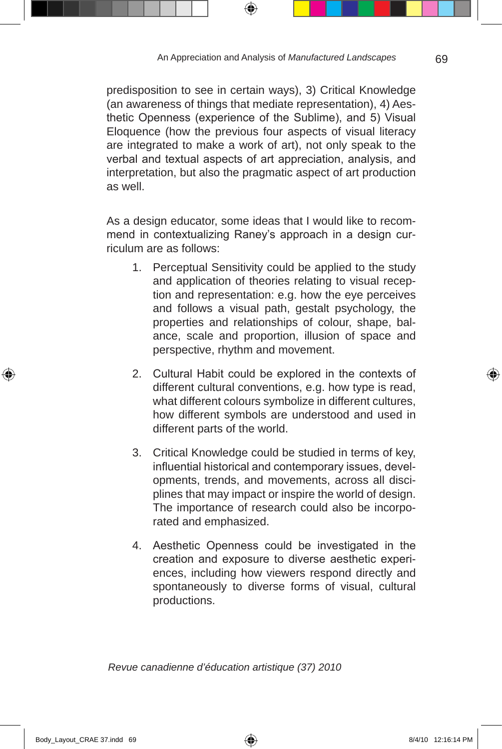predisposition to see in certain ways), 3) Critical Knowledge (an awareness of things that mediate representation), 4) Aesthetic Openness (experience of the Sublime), and 5) Visual Eloquence (how the previous four aspects of visual literacy are integrated to make a work of art), not only speak to the verbal and textual aspects of art appreciation, analysis, and interpretation, but also the pragmatic aspect of art production as well.

As a design educator, some ideas that I would like to recommend in contextualizing Raney's approach in a design curriculum are as follows:

1. Perceptual Sensitivity could be applied to the study and application of theories relating to visual reception and representation: e.g. how the eye perceives and follows a visual path, gestalt psychology, the properties and relationships of colour, shape, balance, scale and proportion, illusion of space and perspective, rhythm and movement.

2. Cultural Habit could be explored in the contexts of different cultural conventions, e.g. how type is read, what different colours symbolize in different cultures, how different symbols are understood and used in different parts of the world.

3. Critical Knowledge could be studied in terms of key, influential historical and contemporary issues, developments, trends, and movements, across all disciplines that may impact or inspire the world of design. The importance of research could also be incorporated and emphasized.

4. Aesthetic Openness could be investigated in the creation and exposure to diverse aesthetic experiences, including how viewers respond directly and spontaneously to diverse forms of visual, cultural productions.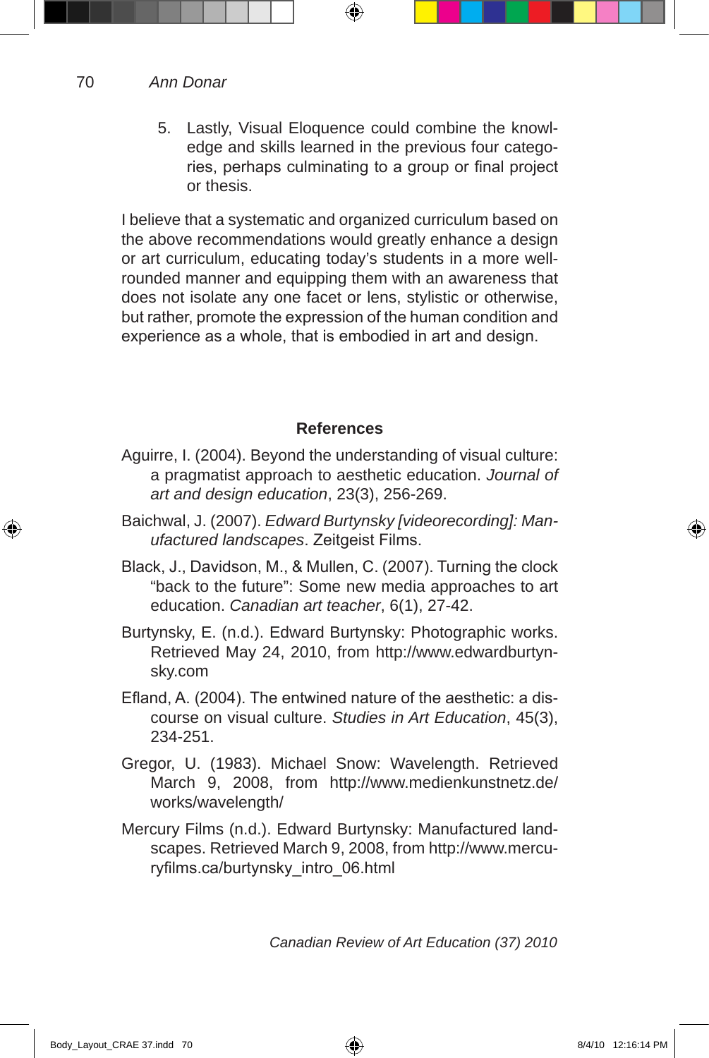5. Lastly, Visual Eloquence could combine the knowledge and skills learned in the previous four categories, perhaps culminating to a group or final project or thesis.

I believe that a systematic and organized curriculum based on the above recommendations would greatly enhance a design or art curriculum, educating today's students in a more well-rounded manner and equipping them with an awareness that does not isolate any one facet or lens, stylistic or otherwise, but rather, promote the expression of the human condition and experience as a whole, that is embodied in art and design.

## References

Aguirre, I. (2004). Beyond the understanding of visual culture: a pragmatist approach to aesthetic education. *Journal of art and design education*, 23(3), 256-269.

Baichwal, J. (2007). *Edward Burtynsky [videorecording]: Manufactured landscapes*. Zeitgeist Films.

Black, J., Davidson, M., & Mullen, C. (2007). Turning the clock "back to the future": Some new media approaches to art education. *Canadian art teacher*, 6(1), 27-42.

Burtynsky, E. (n.d.). Edward Burtynsky: Photographic works. Retrieved May 24, 2010, from http://www.edwardburtynsky.com

Efland, A. (2004). The entwined nature of the aesthetic: a discourse on visual culture. *Studies in Art Education*, 45(3), 234-251.

Gregor, U. (1983). Michael Snow: Wavelength. Retrieved March 9, 2008, from http://www.medienkunstnetz.de/works/wavelength/

Mercury Films (n.d.). Edward Burtynsky: Manufactured landscapes. Retrieved March 9, 2008, from http://www.mercuryfilms.ca/burtynsky_intro_06.html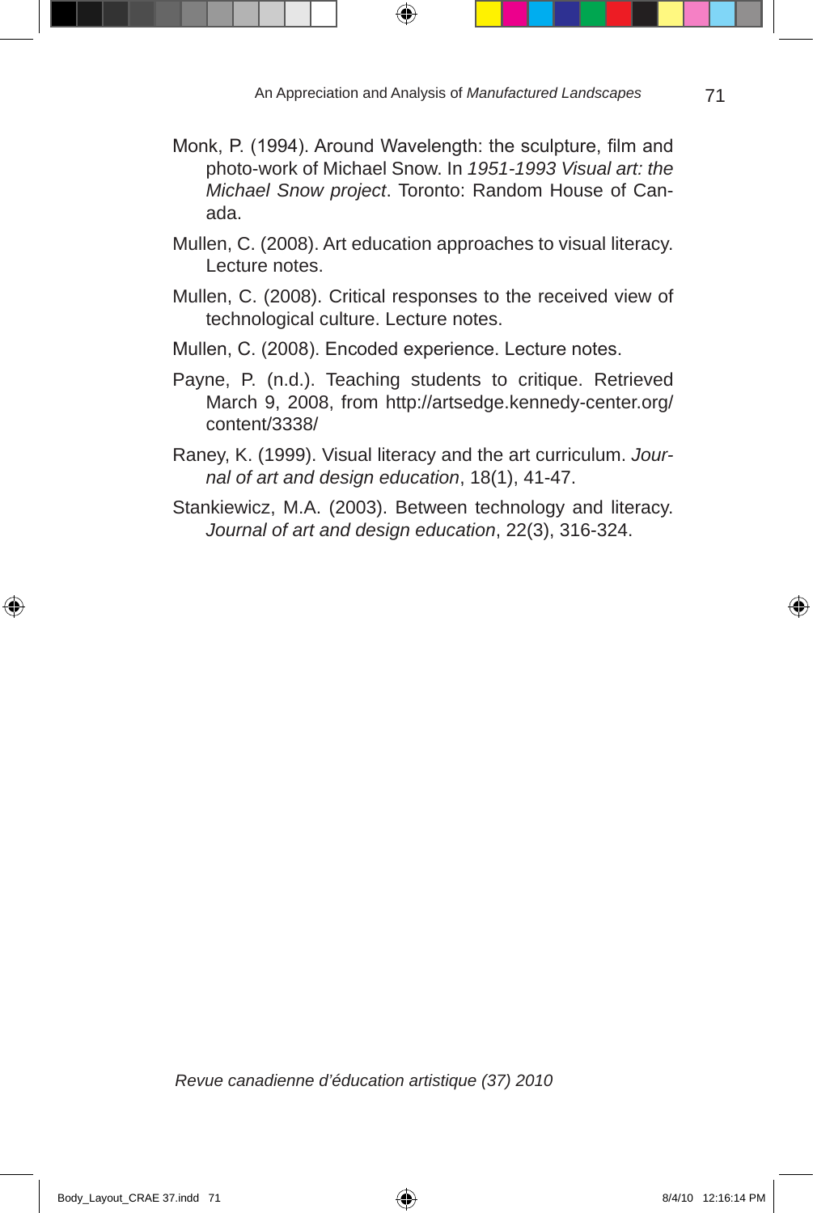Monk, P. (1994). Around Wavelength: the sculpture, film and photo-work of Michael Snow. In *1951-1993 Visual art: the Michael Snow project*. Toronto: Random House of Canada.

Mullen, C. (2008). Art education approaches to visual literacy. Lecture notes.

Mullen, C. (2008). Critical responses to the received view of technological culture. Lecture notes.

Mullen, C. (2008). Encoded experience. Lecture notes.

Payne, P. (n.d.). Teaching students to critique. Retrieved March 9, 2008, from http://artsedge.kennedy-center.org/content/3338/

Raney, K. (1999). Visual literacy and the art curriculum. *Journal of art and design education*, 18(1), 41-47.

Stankiewicz, M.A. (2003). Between technology and literacy. *Journal of art and design education*, 22(3), 316-324.